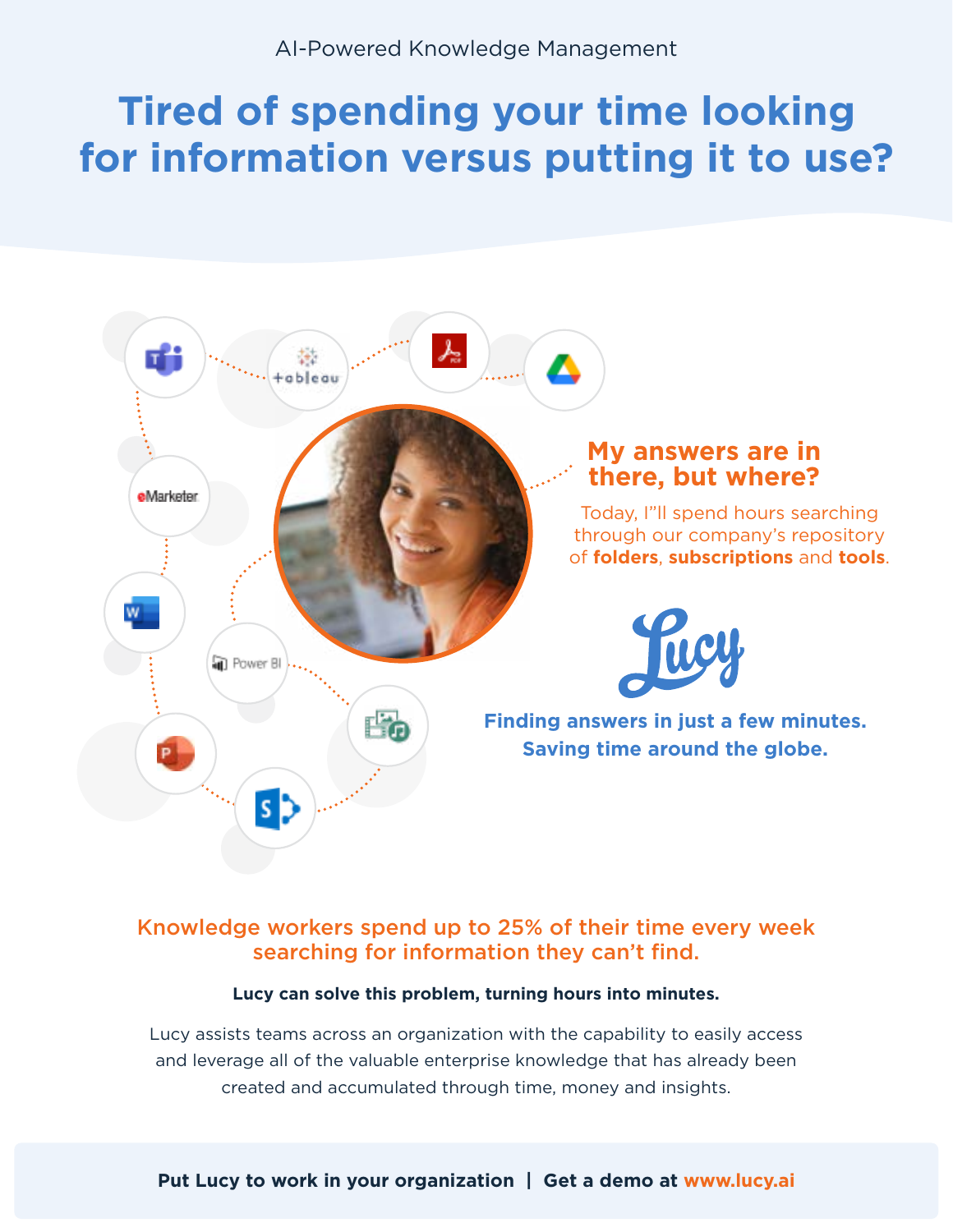AI-Powered Knowledge Management

# Tired of spending your time looking for information versus putting it to use?

## My answers are in there, but where?

Today, I"ll spend hours searching through our company's repository of **folders**, **subscriptions** and **tools**.

Lucy

**Finding answers in just a few minutes.**
**Saving time around the globe.**

## Knowledge workers spend up to 25% of their time every week searching for information they can't find.

**Lucy can solve this problem, turning hours into minutes.**

Lucy assists teams across an organization with the capability to easily access and leverage all of the valuable enterprise knowledge that has already been created and accumulated through time, money and insights.

**Put Lucy to work in your organization | Get a demo at www.lucy.ai**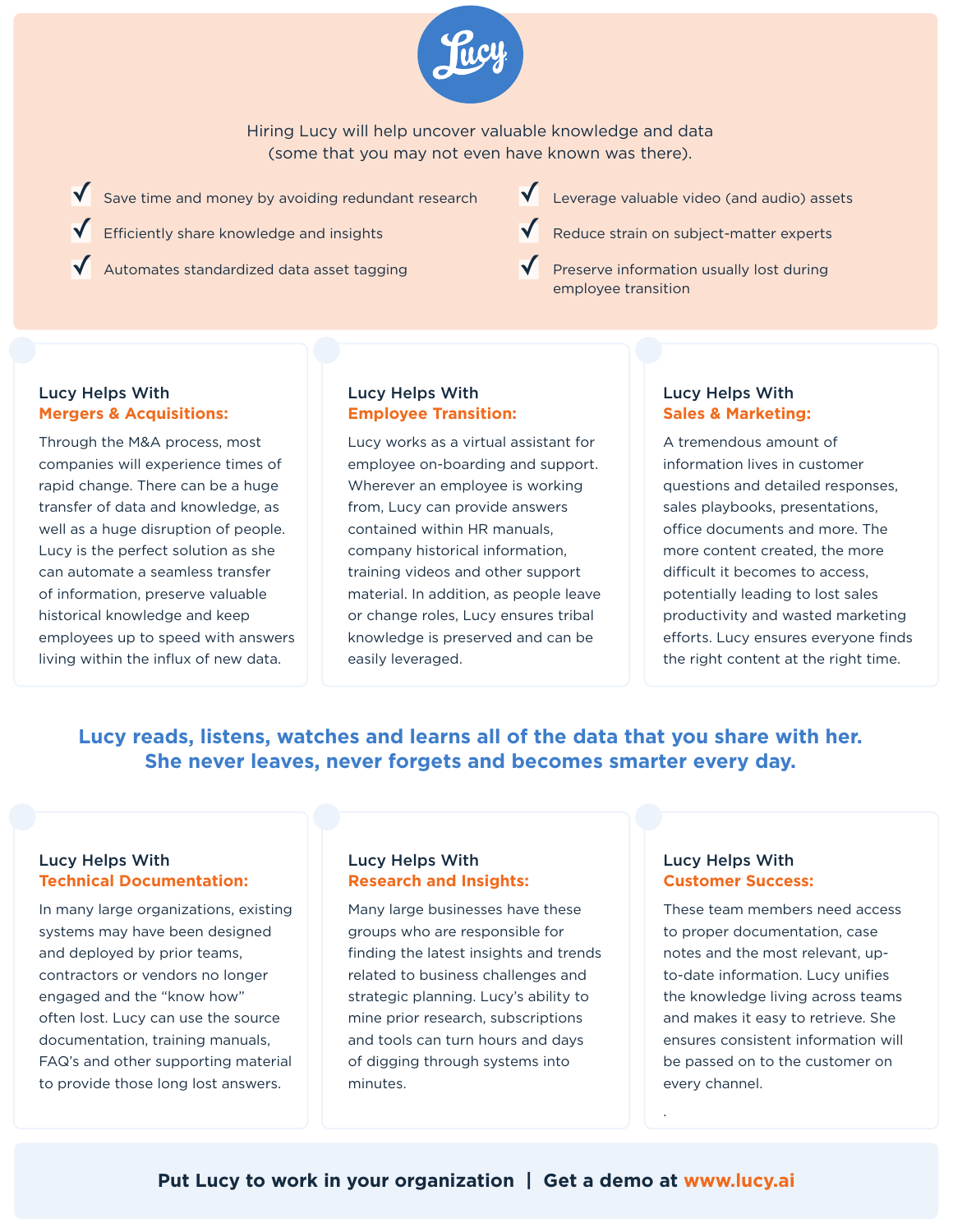Lucy

Hiring Lucy will help uncover valuable knowledge and data (some that you may not even have known was there).

- ✓ Save time and money by avoiding redundant research
- ✓ Efficiently share knowledge and insights
- ✓ Automates standardized data asset tagging
- ✓ Leverage valuable video (and audio) assets
- ✓ Reduce strain on subject-matter experts
- ✓ Preserve information usually lost during employee transition

### Lucy Helps With **Mergers & Acquisitions:**

Through the M&A process, most companies will experience times of rapid change. There can be a huge transfer of data and knowledge, as well as a huge disruption of people. Lucy is the perfect solution as she can automate a seamless transfer of information, preserve valuable historical knowledge and keep employees up to speed with answers living within the influx of new data.

### Lucy Helps With **Employee Transition:**

Lucy works as a virtual assistant for employee on-boarding and support. Wherever an employee is working from, Lucy can provide answers contained within HR manuals, company historical information, training videos and other support material. In addition, as people leave or change roles, Lucy ensures tribal knowledge is preserved and can be easily leveraged.

### Lucy Helps With **Sales & Marketing:**

A tremendous amount of information lives in customer questions and detailed responses, sales playbooks, presentations, office documents and more. The more content created, the more difficult it becomes to access, potentially leading to lost sales productivity and wasted marketing efforts. Lucy ensures everyone finds the right content at the right time.

**Lucy reads, listens, watches and learns all of the data that you share with her. She never leaves, never forgets and becomes smarter every day.**

### Lucy Helps With **Technical Documentation:**

In many large organizations, existing systems may have been designed and deployed by prior teams, contractors or vendors no longer engaged and the "know how" often lost. Lucy can use the source documentation, training manuals, FAQ's and other supporting material to provide those long lost answers.

### Lucy Helps With **Research and Insights:**

Many large businesses have these groups who are responsible for finding the latest insights and trends related to business challenges and strategic planning. Lucy's ability to mine prior research, subscriptions and tools can turn hours and days of digging through systems into minutes.

### Lucy Helps With **Customer Success:**

These team members need access to proper documentation, case notes and the most relevant, up-to-date information. Lucy unifies the knowledge living across teams and makes it easy to retrieve. She ensures consistent information will be passed on to the customer on every channel.

.

**Put Lucy to work in your organization | Get a demo at www.lucy.ai**